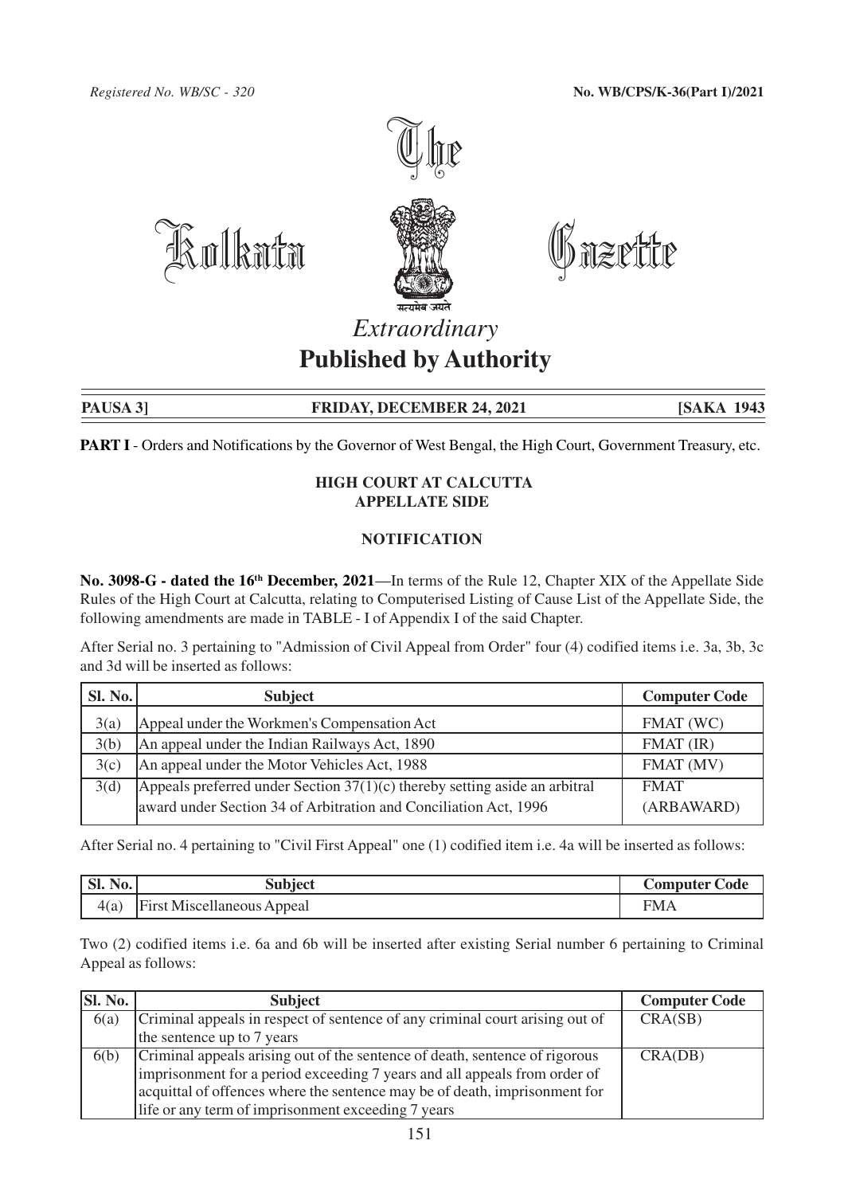Registered No. WB/SC - 320

**No. WB/CPS/K-36(Part I)/2021**

# The Kolkata Gazette

*Extraordinary*

## Published by Authority

**PAUSA 3] FRIDAY, DECEMBER 24, 2021 [SAKA 1943**

**PART I** - Orders and Notifications by the Governor of West Bengal, the High Court, Government Treasury, etc.

### HIGH COURT AT CALCUTTA
### APPELLATE SIDE

### NOTIFICATION

**No. 3098-G - dated the 16th December, 2021**—In terms of the Rule 12, Chapter XIX of the Appellate Side Rules of the High Court at Calcutta, relating to Computerised Listing of Cause List of the Appellate Side, the following amendments are made in TABLE - I of Appendix I of the said Chapter.

After Serial no. 3 pertaining to "Admission of Civil Appeal from Order" four (4) codified items i.e. 3a, 3b, 3c and 3d will be inserted as follows:

| Sl. No. | Subject | Computer Code |
|---|---|---|
| 3(a) | Appeal under the Workmen's Compensation Act | FMAT (WC) |
| 3(b) | An appeal under the Indian Railways Act, 1890 | FMAT (IR) |
| 3(c) | An appeal under the Motor Vehicles Act, 1988 | FMAT (MV) |
| 3(d) | Appeals preferred under Section 37(1)(c) thereby setting aside an arbitral award under Section 34 of Arbitration and Conciliation Act, 1996 | FMAT (ARBAWARD) |

After Serial no. 4 pertaining to "Civil First Appeal" one (1) codified item i.e. 4a will be inserted as follows:

| Sl. No. | Subject | Computer Code |
|---|---|---|
| 4(a) | First Miscellaneous Appeal | FMA |

Two (2) codified items i.e. 6a and 6b will be inserted after existing Serial number 6 pertaining to Criminal Appeal as follows:

| Sl. No. | Subject | Computer Code |
|---|---|---|
| 6(a) | Criminal appeals in respect of sentence of any criminal court arising out of the sentence up to 7 years | CRA(SB) |
| 6(b) | Criminal appeals arising out of the sentence of death, sentence of rigorous imprisonment for a period exceeding 7 years and all appeals from order of acquittal of offences where the sentence may be of death, imprisonment for life or any term of imprisonment exceeding 7 years | CRA(DB) |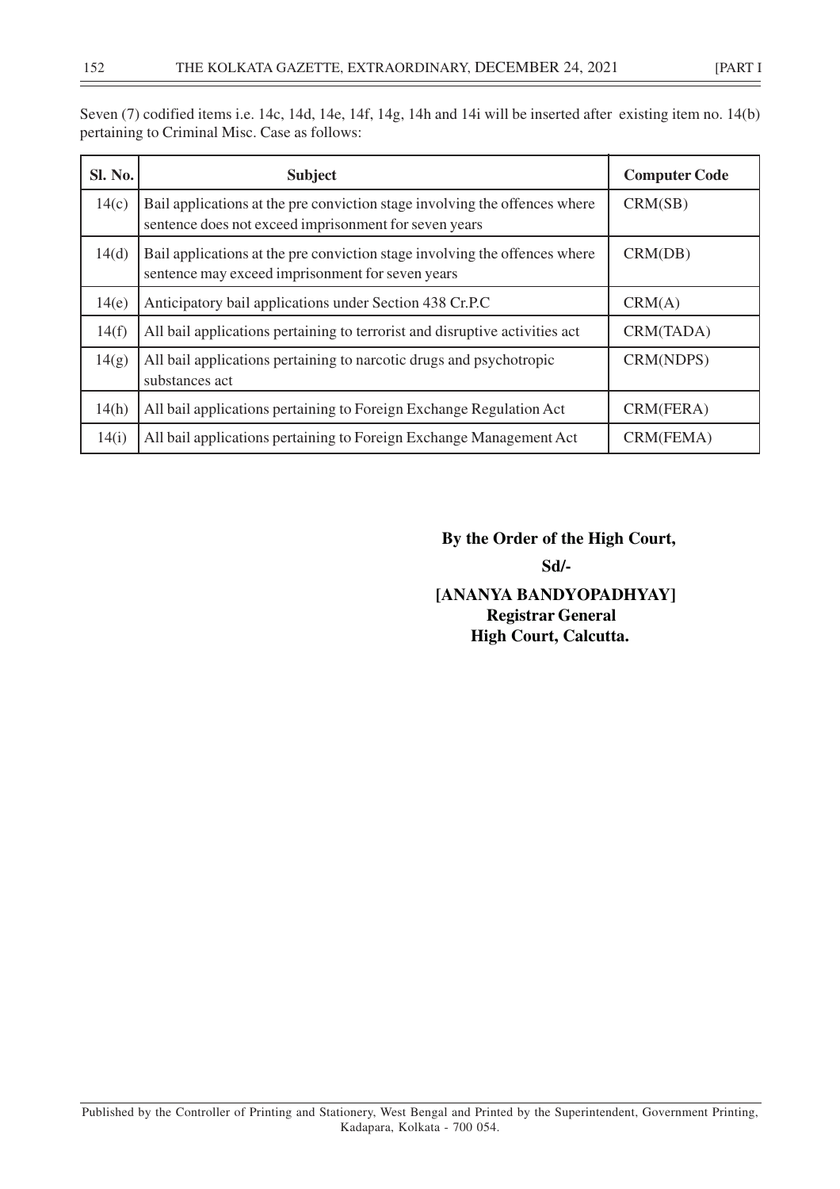Seven (7) codified items i.e. 14c, 14d, 14e, 14f, 14g, 14h and 14i will be inserted after existing item no. 14(b) pertaining to Criminal Misc. Case as follows:

| Sl. No. | Subject | Computer Code |
|---|---|---|
| 14(c) | Bail applications at the pre conviction stage involving the offences where sentence does not exceed imprisonment for seven years | CRM(SB) |
| 14(d) | Bail applications at the pre conviction stage involving the offences where sentence may exceed imprisonment for seven years | CRM(DB) |
| 14(e) | Anticipatory bail applications under Section 438 Cr.P.C | CRM(A) |
| 14(f) | All bail applications pertaining to terrorist and disruptive activities act | CRM(TADA) |
| 14(g) | All bail applications pertaining to narcotic drugs and psychotropic substances act | CRM(NDPS) |
| 14(h) | All bail applications pertaining to Foreign Exchange Regulation Act | CRM(FERA) |
| 14(i) | All bail applications pertaining to Foreign Exchange Management Act | CRM(FEMA) |

**By the Order of the High Court,**

**Sd/-**

**[ANANYA BANDYOPADHYAY]**
**Registrar General**
**High Court, Calcutta.**

Published by the Controller of Printing and Stationery, West Bengal and Printed by the Superintendent, Government Printing, Kadapara, Kolkata - 700 054.